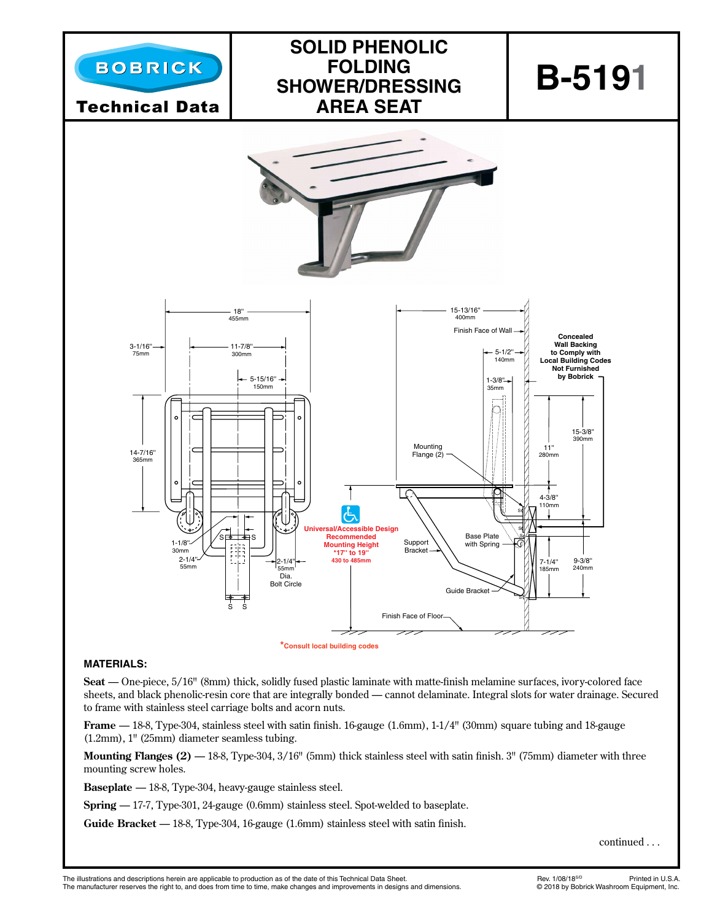# BOBRICK Technical Data

# SOLID PHENOLIC FOLDING SHOWER/DRESSING AREA SEAT

# B-5191

18" 455mm

3-1/16" 75mm

11-7/8" 300mm

5-15/16" 150mm

14-7/16" 365mm

1-1/8" 30mm

2-1/4" 55mm

2-1/4" 55mm Dia. Bolt Circle

15-13/16" 400mm

Finish Face of Wall

5-1/2" 140mm

1-3/8" 35mm

Concealed Wall Backing to Comply with Local Building Codes Not Furnished by Bobrick

Mounting Flange (2)

11" 280mm

15-3/8" 390mm

4-3/8" 110mm

Universal/Accessible Design Recommended Mounting Height *17" to 19" 430 to 485mm

Support Bracket

Base Plate with Spring

7-1/4" 185mm

9-3/8" 240mm

Guide Bracket

Finish Face of Floor

*Consult local building codes

### MATERIALS:

**Seat** — One-piece, 5/16" (8mm) thick, solidly fused plastic laminate with matte-finish melamine surfaces, ivory-colored face sheets, and black phenolic-resin core that are integrally bonded — cannot delaminate. Integral slots for water drainage. Secured to frame with stainless steel carriage bolts and acorn nuts.

**Frame** — 18-8, Type-304, stainless steel with satin finish. 16-gauge (1.6mm), 1-1/4" (30mm) square tubing and 18-gauge (1.2mm), 1" (25mm) diameter seamless tubing.

**Mounting Flanges (2)** — 18-8, Type-304, 3/16" (5mm) thick stainless steel with satin finish. 3" (75mm) diameter with three mounting screw holes.

**Baseplate** — 18-8, Type-304, heavy-gauge stainless steel.

**Spring** — 17-7, Type-301, 24-gauge (0.6mm) stainless steel. Spot-welded to baseplate.

**Guide Bracket** — 18-8, Type-304, 16-gauge (1.6mm) stainless steel with satin finish.

continued . . .

The illustrations and descriptions herein are applicable to production as of the date of this Technical Data Sheet.
The manufacturer reserves the right to, and does from time to time, make changes and improvements in designs and dimensions.

Rev. 1/08/18 Printed in U.S.A.
© 2018 by Bobrick Washroom Equipment, Inc.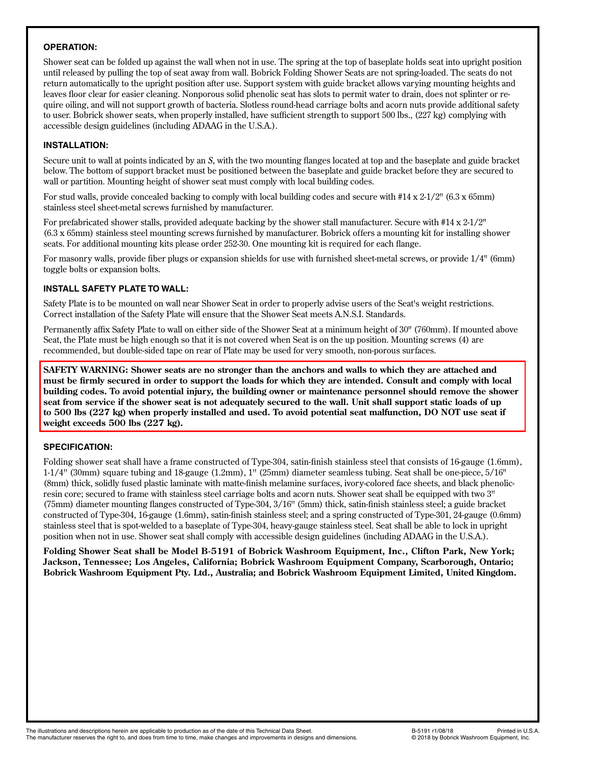### OPERATION:

Shower seat can be folded up against the wall when not in use. The spring at the top of baseplate holds seat into upright position until released by pulling the top of seat away from wall. Bobrick Folding Shower Seats are not spring-loaded. The seats do not return automatically to the upright position after use. Support system with guide bracket allows varying mounting heights and leaves floor clear for easier cleaning. Nonporous solid phenolic seat has slots to permit water to drain, does not splinter or require oiling, and will not support growth of bacteria. Slotless round-head carriage bolts and acorn nuts provide additional safety to user. Bobrick shower seats, when properly installed, have sufficient strength to support 500 lbs., (227 kg) complying with accessible design guidelines (including ADAAG in the U.S.A.).

### INSTALLATION:

Secure unit to wall at points indicated by an *S*, with the two mounting flanges located at top and the baseplate and guide bracket below. The bottom of support bracket must be positioned between the baseplate and guide bracket before they are secured to wall or partition. Mounting height of shower seat must comply with local building codes.

For stud walls, provide concealed backing to comply with local building codes and secure with #14 x 2-1/2" (6.3 x 65mm) stainless steel sheet-metal screws furnished by manufacturer.

For prefabricated shower stalls, provided adequate backing by the shower stall manufacturer. Secure with #14 x 2-1/2" (6.3 x 65mm) stainless steel mounting screws furnished by manufacturer. Bobrick offers a mounting kit for installing shower seats. For additional mounting kits please order 252-30. One mounting kit is required for each flange.

For masonry walls, provide fiber plugs or expansion shields for use with furnished sheet-metal screws, or provide 1/4" (6mm) toggle bolts or expansion bolts.

### INSTALL SAFETY PLATE TO WALL:

Safety Plate is to be mounted on wall near Shower Seat in order to properly advise users of the Seat's weight restrictions. Correct installation of the Safety Plate will ensure that the Shower Seat meets A.N.S.I. Standards.

Permanently affix Safety Plate to wall on either side of the Shower Seat at a minimum height of 30" (760mm). If mounted above Seat, the Plate must be high enough so that it is not covered when Seat is on the up position. Mounting screws (4) are recommended, but double-sided tape on rear of Plate may be used for very smooth, non-porous surfaces.

**SAFETY WARNING: Shower seats are no stronger than the anchors and walls to which they are attached and must be firmly secured in order to support the loads for which they are intended. Consult and comply with local building codes. To avoid potential injury, the building owner or maintenance personnel should remove the shower seat from service if the shower seat is not adequately secured to the wall. Unit shall support static loads of up to 500 lbs (227 kg) when properly installed and used. To avoid potential seat malfunction, DO NOT use seat if weight exceeds 500 lbs (227 kg).**

### SPECIFICATION:

Folding shower seat shall have a frame constructed of Type-304, satin-finish stainless steel that consists of 16-gauge (1.6mm), 1-1/4" (30mm) square tubing and 18-gauge (1.2mm), 1" (25mm) diameter seamless tubing. Seat shall be one-piece, 5/16" (8mm) thick, solidly fused plastic laminate with matte-finish melamine surfaces, ivory-colored face sheets, and black phenolic-resin core; secured to frame with stainless steel carriage bolts and acorn nuts. Shower seat shall be equipped with two 3" (75mm) diameter mounting flanges constructed of Type-304, 3/16" (5mm) thick, satin-finish stainless steel; a guide bracket constructed of Type-304, 16-gauge (1.6mm), satin-finish stainless steel; and a spring constructed of Type-301, 24-gauge (0.6mm) stainless steel that is spot-welded to a baseplate of Type-304, heavy-gauge stainless steel. Seat shall be able to lock in upright position when not in use. Shower seat shall comply with accessible design guidelines (including ADAAG in the U.S.A.).

**Folding Shower Seat shall be Model B-5191 of Bobrick Washroom Equipment, Inc., Clifton Park, New York; Jackson, Tennessee; Los Angeles, California; Bobrick Washroom Equipment Company, Scarborough, Ontario; Bobrick Washroom Equipment Pty. Ltd., Australia; and Bobrick Washroom Equipment Limited, United Kingdom.**

The illustrations and descriptions herein are applicable to production as of the date of this Technical Data Sheet.
The manufacturer reserves the right to, and does from time to time, make changes and improvements in designs and dimensions.

B-5191 r1/08/18 Printed in U.S.A.
© 2018 by Bobrick Washroom Equipment, Inc.